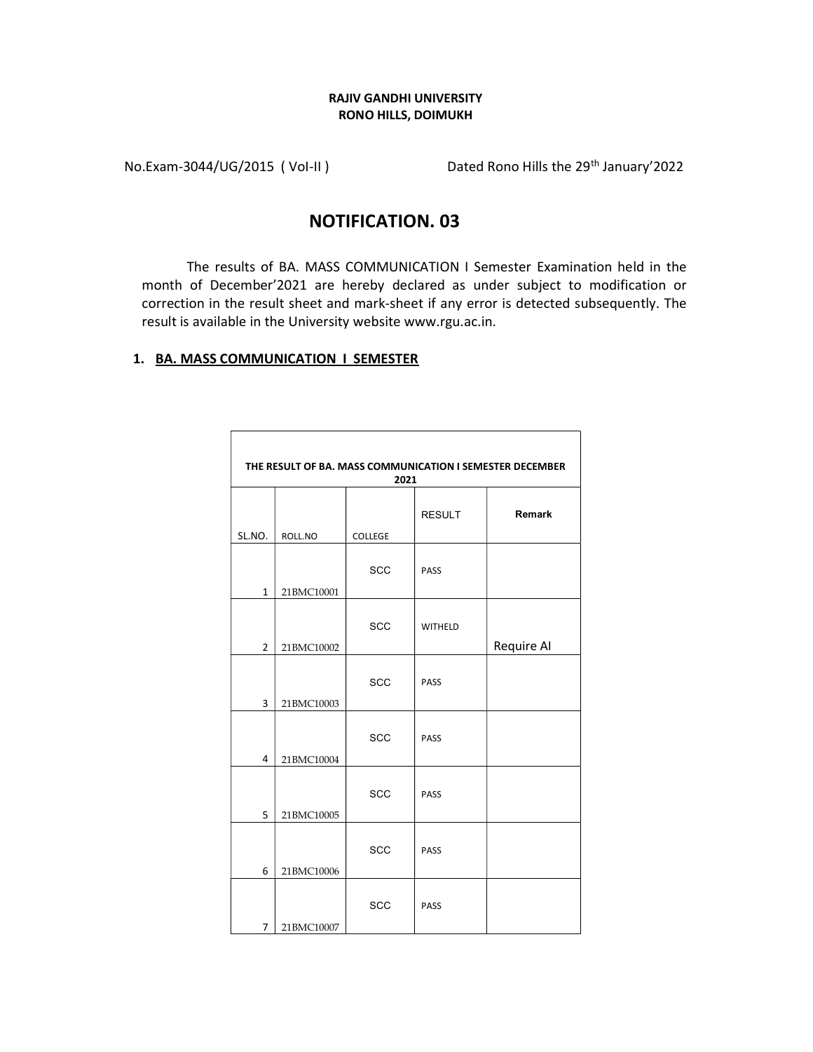**RAJIV GANDHI UNIVERSITY**
**RONO HILLS, DOIMUKH**

No.Exam-3044/UG/2015 ( Vol-II ) Dated Rono Hills the 29th January'2022

# NOTIFICATION. 03

The results of BA. MASS COMMUNICATION I Semester Examination held in the month of December'2021 are hereby declared as under subject to modification or correction in the result sheet and mark-sheet if any error is detected subsequently. The result is available in the University website www.rgu.ac.in.

## 1. BA. MASS COMMUNICATION I SEMESTER

| THE RESULT OF BA. MASS COMMUNICATION I SEMESTER DECEMBER 2021 | | | | |
|---|---|---|---|---|
| SL.NO. | ROLL.NO | COLLEGE | RESULT | Remark |
| 1 | 21BMC10001 | SCC | PASS | |
| 2 | 21BMC10002 | SCC | WITHELD | Require AI |
| 3 | 21BMC10003 | SCC | PASS | |
| 4 | 21BMC10004 | SCC | PASS | |
| 5 | 21BMC10005 | SCC | PASS | |
| 6 | 21BMC10006 | SCC | PASS | |
| 7 | 21BMC10007 | SCC | PASS | |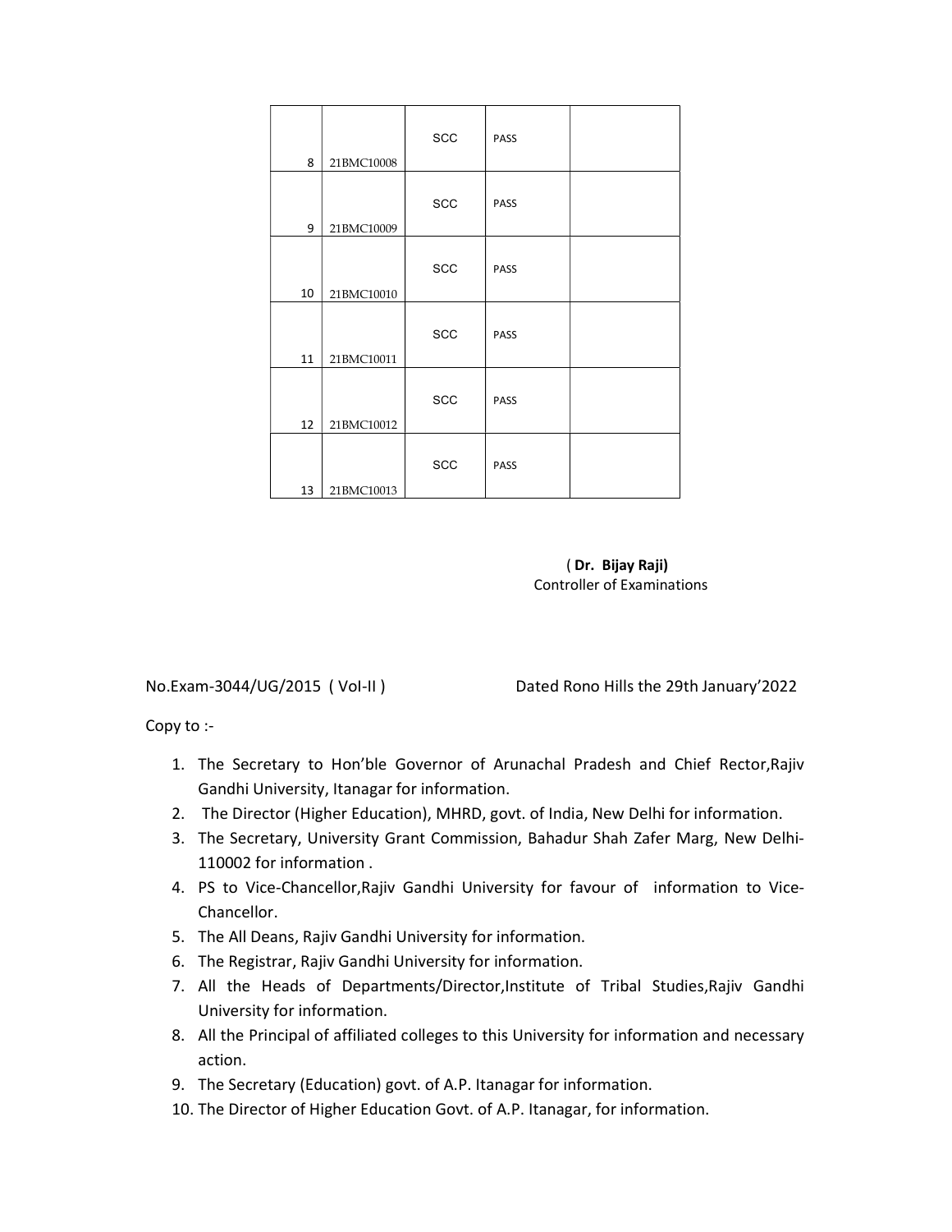| | | | | |
|---|---|---|---|---|
| 8 | 21BMC10008 | SCC | PASS | |
| 9 | 21BMC10009 | SCC | PASS | |
| 10 | 21BMC10010 | SCC | PASS | |
| 11 | 21BMC10011 | SCC | PASS | |
| 12 | 21BMC10012 | SCC | PASS | |
| 13 | 21BMC10013 | SCC | PASS | |

( **Dr. Bijay Raji)**
Controller of Examinations

No.Exam-3044/UG/2015 ( Vol-II ) Dated Rono Hills the 29th January'2022

Copy to :-

1. The Secretary to Hon'ble Governor of Arunachal Pradesh and Chief Rector,Rajiv Gandhi University, Itanagar for information.
2. The Director (Higher Education), MHRD, govt. of India, New Delhi for information.
3. The Secretary, University Grant Commission, Bahadur Shah Zafer Marg, New Delhi-110002 for information .
4. PS to Vice-Chancellor,Rajiv Gandhi University for favour of information to Vice-Chancellor.
5. The All Deans, Rajiv Gandhi University for information.
6. The Registrar, Rajiv Gandhi University for information.
7. All the Heads of Departments/Director,Institute of Tribal Studies,Rajiv Gandhi University for information.
8. All the Principal of affiliated colleges to this University for information and necessary action.
9. The Secretary (Education) govt. of A.P. Itanagar for information.
10. The Director of Higher Education Govt. of A.P. Itanagar, for information.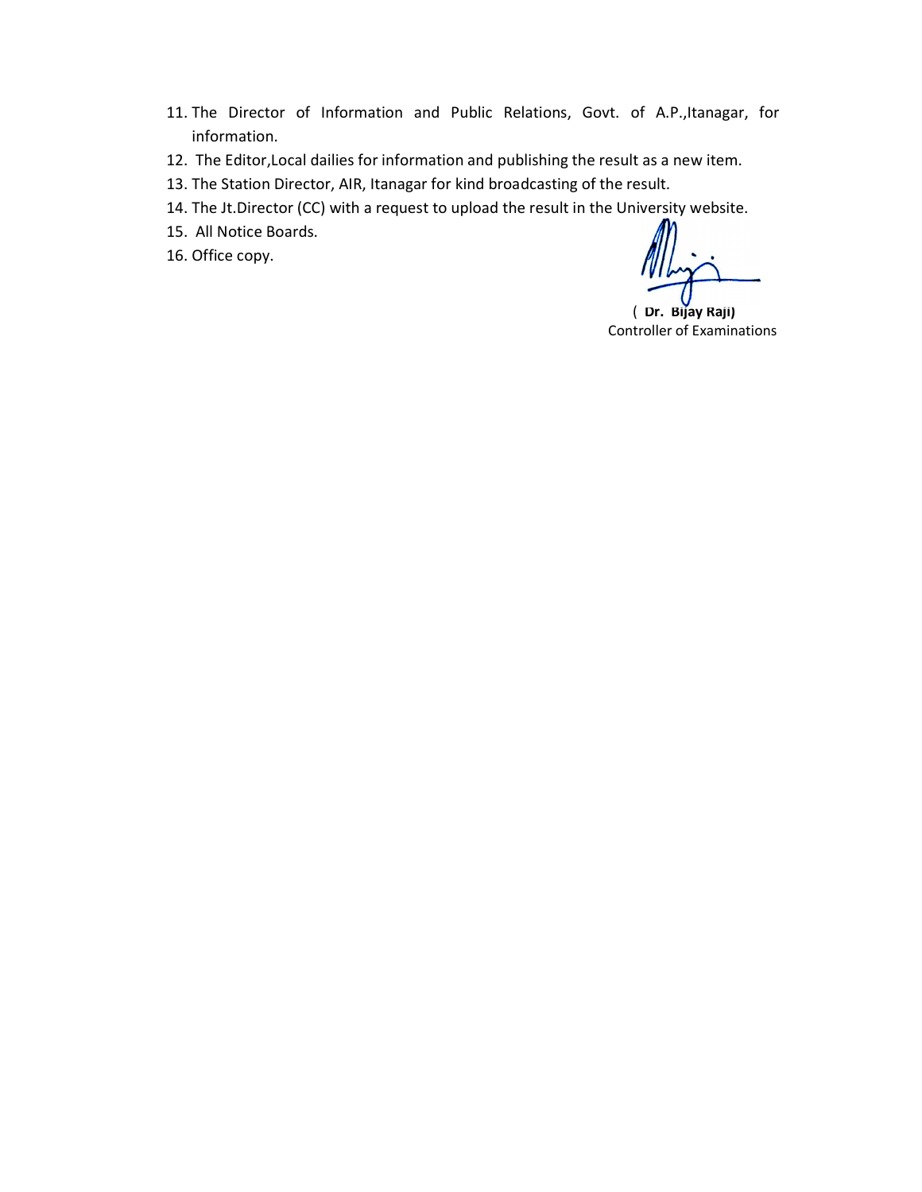11. The Director of Information and Public Relations, Govt. of A.P.,Itanagar, for information.
12. The Editor,Local dailies for information and publishing the result as a new item.
13. The Station Director, AIR, Itanagar for kind broadcasting of the result.
14. The Jt.Director (CC) with a request to upload the result in the University website.
15. All Notice Boards.
16. Office copy.

( **Dr. Bijay Raji)**
Controller of Examinations